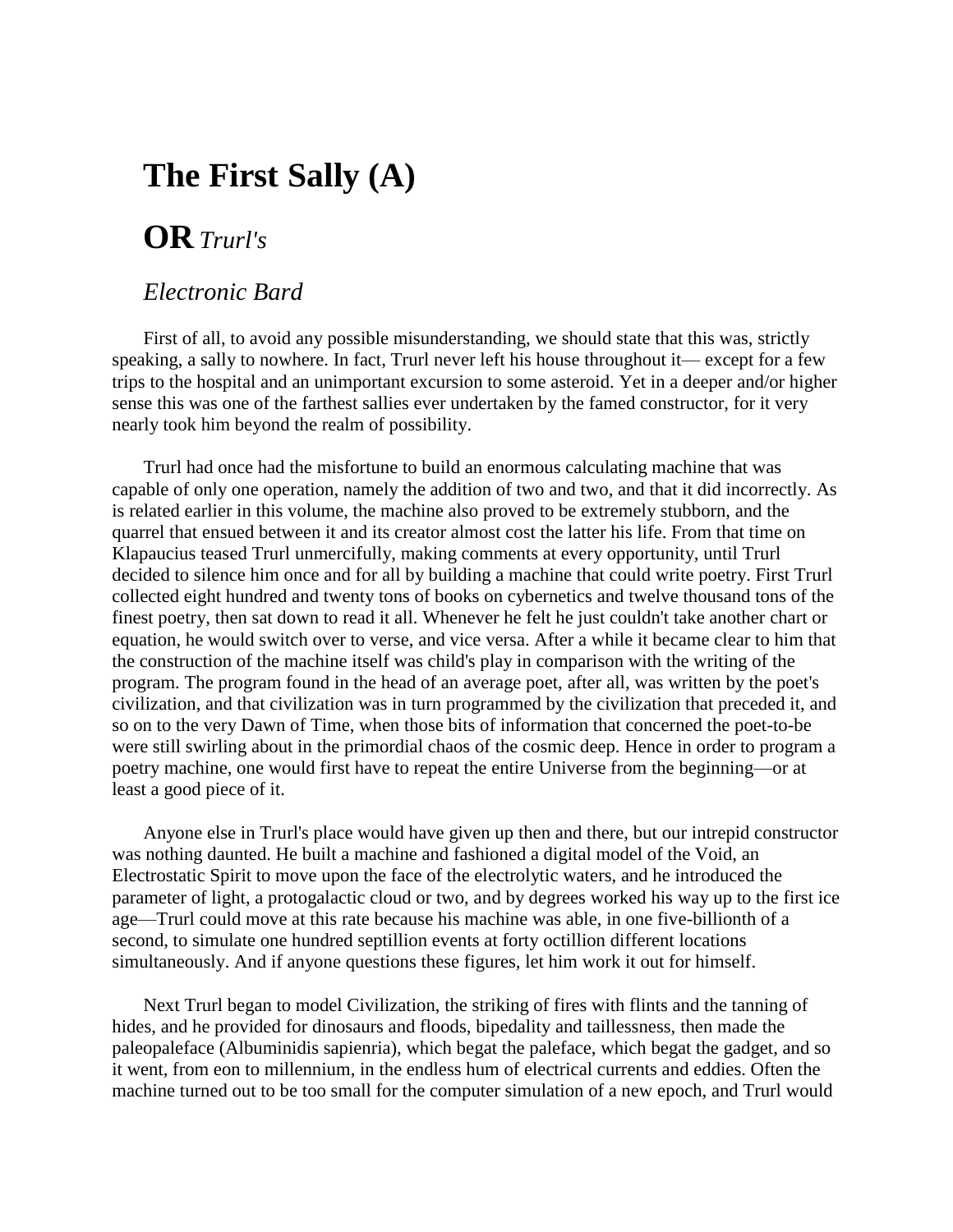# The First Sally (A)

## OR *Trurl's*

### *Electronic Bard*

First of all, to avoid any possible misunderstanding, we should state that this was, strictly speaking, a sally to nowhere. In fact, Trurl never left his house throughout it— except for a few trips to the hospital and an unimportant excursion to some asteroid. Yet in a deeper and/or higher sense this was one of the farthest sallies ever undertaken by the famed constructor, for it very nearly took him beyond the realm of possibility.

Trurl had once had the misfortune to build an enormous calculating machine that was capable of only one operation, namely the addition of two and two, and that it did incorrectly. As is related earlier in this volume, the machine also proved to be extremely stubborn, and the quarrel that ensued between it and its creator almost cost the latter his life. From that time on Klapaucius teased Trurl unmercifully, making comments at every opportunity, until Trurl decided to silence him once and for all by building a machine that could write poetry. First Trurl collected eight hundred and twenty tons of books on cybernetics and twelve thousand tons of the finest poetry, then sat down to read it all. Whenever he felt he just couldn't take another chart or equation, he would switch over to verse, and vice versa. After a while it became clear to him that the construction of the machine itself was child's play in comparison with the writing of the program. The program found in the head of an average poet, after all, was written by the poet's civilization, and that civilization was in turn programmed by the civilization that preceded it, and so on to the very Dawn of Time, when those bits of information that concerned the poet-to-be were still swirling about in the primordial chaos of the cosmic deep. Hence in order to program a poetry machine, one would first have to repeat the entire Universe from the beginning—or at least a good piece of it.

Anyone else in Trurl's place would have given up then and there, but our intrepid constructor was nothing daunted. He built a machine and fashioned a digital model of the Void, an Electrostatic Spirit to move upon the face of the electrolytic waters, and he introduced the parameter of light, a protogalactic cloud or two, and by degrees worked his way up to the first ice age—Trurl could move at this rate because his machine was able, in one five-billionth of a second, to simulate one hundred septillion events at forty octillion different locations simultaneously. And if anyone questions these figures, let him work it out for himself.

Next Trurl began to model Civilization, the striking of fires with flints and the tanning of hides, and he provided for dinosaurs and floods, bipedality and taillessness, then made the paleopaleface (Albuminidis sapienria), which begat the paleface, which begat the gadget, and so it went, from eon to millennium, in the endless hum of electrical currents and eddies. Often the machine turned out to be too small for the computer simulation of a new epoch, and Trurl would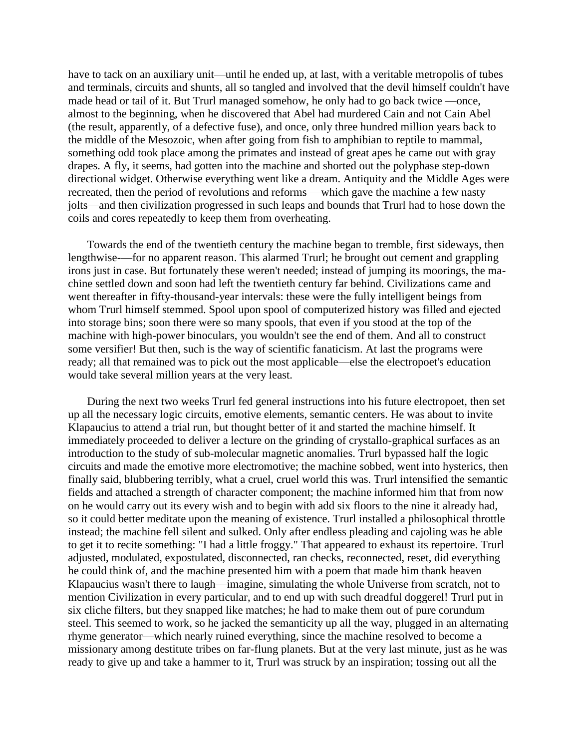have to tack on an auxiliary unit—until he ended up, at last, with a veritable metropolis of tubes and terminals, circuits and shunts, all so tangled and involved that the devil himself couldn't have made head or tail of it. But Trurl managed somehow, he only had to go back twice —once, almost to the beginning, when he discovered that Abel had murdered Cain and not Cain Abel (the result, apparently, of a defective fuse), and once, only three hundred million years back to the middle of the Mesozoic, when after going from fish to amphibian to reptile to mammal, something odd took place among the primates and instead of great apes he came out with gray drapes. A fly, it seems, had gotten into the machine and shorted out the polyphase step-down directional widget. Otherwise everything went like a dream. Antiquity and the Middle Ages were recreated, then the period of revolutions and reforms —which gave the machine a few nasty jolts—and then civilization progressed in such leaps and bounds that Trurl had to hose down the coils and cores repeatedly to keep them from overheating.

Towards the end of the twentieth century the machine began to tremble, first sideways, then lengthwise-—for no apparent reason. This alarmed Trurl; he brought out cement and grappling irons just in case. But fortunately these weren't needed; instead of jumping its moorings, the machine settled down and soon had left the twentieth century far behind. Civilizations came and went thereafter in fifty-thousand-year intervals: these were the fully intelligent beings from whom Trurl himself stemmed. Spool upon spool of computerized history was filled and ejected into storage bins; soon there were so many spools, that even if you stood at the top of the machine with high-power binoculars, you wouldn't see the end of them. And all to construct some versifier! But then, such is the way of scientific fanaticism. At last the programs were ready; all that remained was to pick out the most applicable—else the electropoet's education would take several million years at the very least.

During the next two weeks Trurl fed general instructions into his future electropoet, then set up all the necessary logic circuits, emotive elements, semantic centers. He was about to invite Klapaucius to attend a trial run, but thought better of it and started the machine himself. It immediately proceeded to deliver a lecture on the grinding of crystallo-graphical surfaces as an introduction to the study of sub-molecular magnetic anomalies. Trurl bypassed half the logic circuits and made the emotive more electromotive; the machine sobbed, went into hysterics, then finally said, blubbering terribly, what a cruel, cruel world this was. Trurl intensified the semantic fields and attached a strength of character component; the machine informed him that from now on he would carry out its every wish and to begin with add six floors to the nine it already had, so it could better meditate upon the meaning of existence. Trurl installed a philosophical throttle instead; the machine fell silent and sulked. Only after endless pleading and cajoling was he able to get it to recite something: "I had a little froggy." That appeared to exhaust its repertoire. Trurl adjusted, modulated, expostulated, disconnected, ran checks, reconnected, reset, did everything he could think of, and the machine presented him with a poem that made him thank heaven Klapaucius wasn't there to laugh—imagine, simulating the whole Universe from scratch, not to mention Civilization in every particular, and to end up with such dreadful doggerel! Trurl put in six cliche filters, but they snapped like matches; he had to make them out of pure corundum steel. This seemed to work, so he jacked the semanticity up all the way, plugged in an alternating rhyme generator—which nearly ruined everything, since the machine resolved to become a missionary among destitute tribes on far-flung planets. But at the very last minute, just as he was ready to give up and take a hammer to it, Trurl was struck by an inspiration; tossing out all the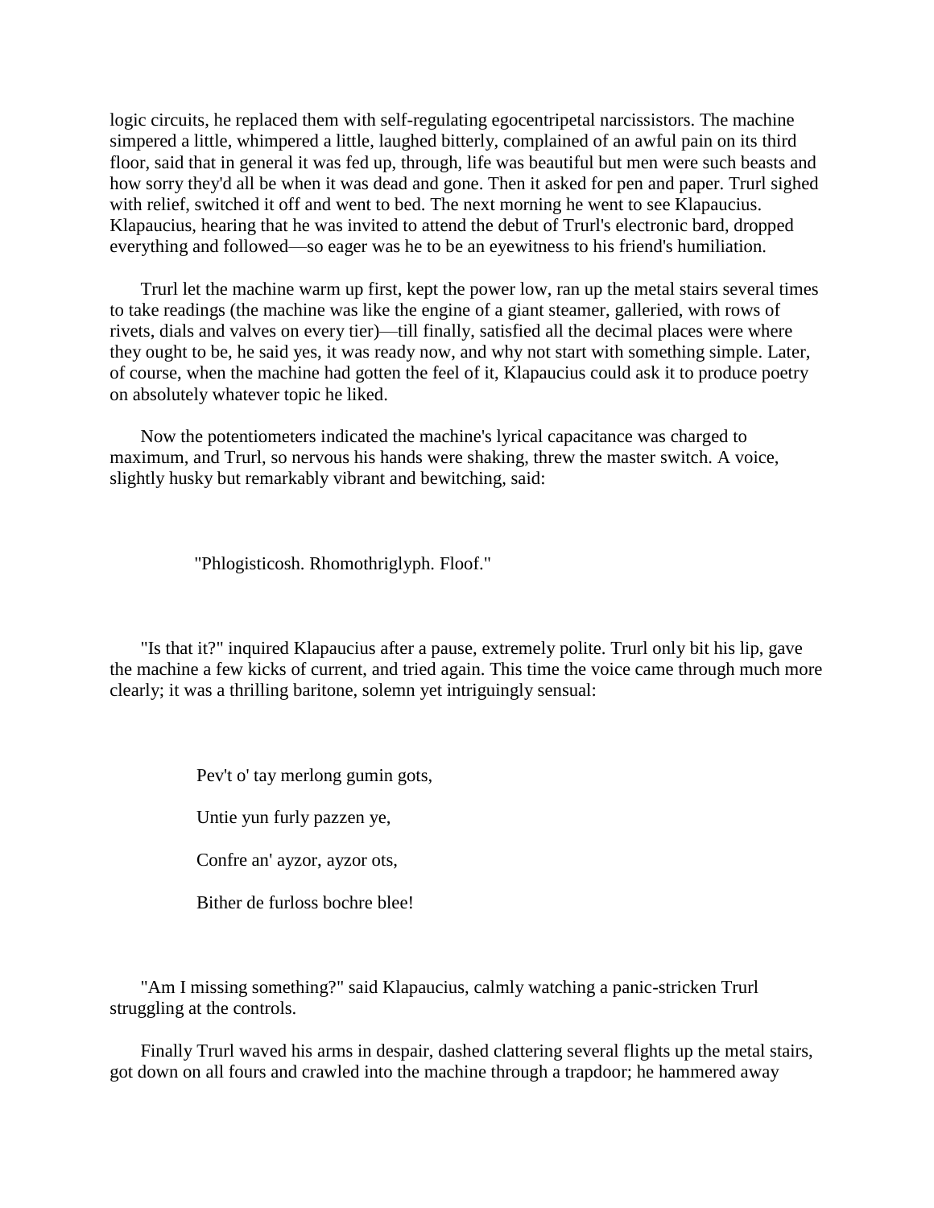logic circuits, he replaced them with self-regulating egocentripetal narcissistors. The machine simpered a little, whimpered a little, laughed bitterly, complained of an awful pain on its third floor, said that in general it was fed up, through, life was beautiful but men were such beasts and how sorry they'd all be when it was dead and gone. Then it asked for pen and paper. Trurl sighed with relief, switched it off and went to bed. The next morning he went to see Klapaucius. Klapaucius, hearing that he was invited to attend the debut of Trurl's electronic bard, dropped everything and followed—so eager was he to be an eyewitness to his friend's humiliation.

Trurl let the machine warm up first, kept the power low, ran up the metal stairs several times to take readings (the machine was like the engine of a giant steamer, galleried, with rows of rivets, dials and valves on every tier)—till finally, satisfied all the decimal places were where they ought to be, he said yes, it was ready now, and why not start with something simple. Later, of course, when the machine had gotten the feel of it, Klapaucius could ask it to produce poetry on absolutely whatever topic he liked.

Now the potentiometers indicated the machine's lyrical capacitance was charged to maximum, and Trurl, so nervous his hands were shaking, threw the master switch. A voice, slightly husky but remarkably vibrant and bewitching, said:

"Phlogisticosh. Rhomothriglyph. Floof."

"Is that it?" inquired Klapaucius after a pause, extremely polite. Trurl only bit his lip, gave the machine a few kicks of current, and tried again. This time the voice came through much more clearly; it was a thrilling baritone, solemn yet intriguingly sensual:

Pev't o' tay merlong gumin gots,

Untie yun furly pazzen ye,

Confre an' ayzor, ayzor ots,

Bither de furloss bochre blee!

"Am I missing something?" said Klapaucius, calmly watching a panic-stricken Trurl struggling at the controls.

Finally Trurl waved his arms in despair, dashed clattering several flights up the metal stairs, got down on all fours and crawled into the machine through a trapdoor; he hammered away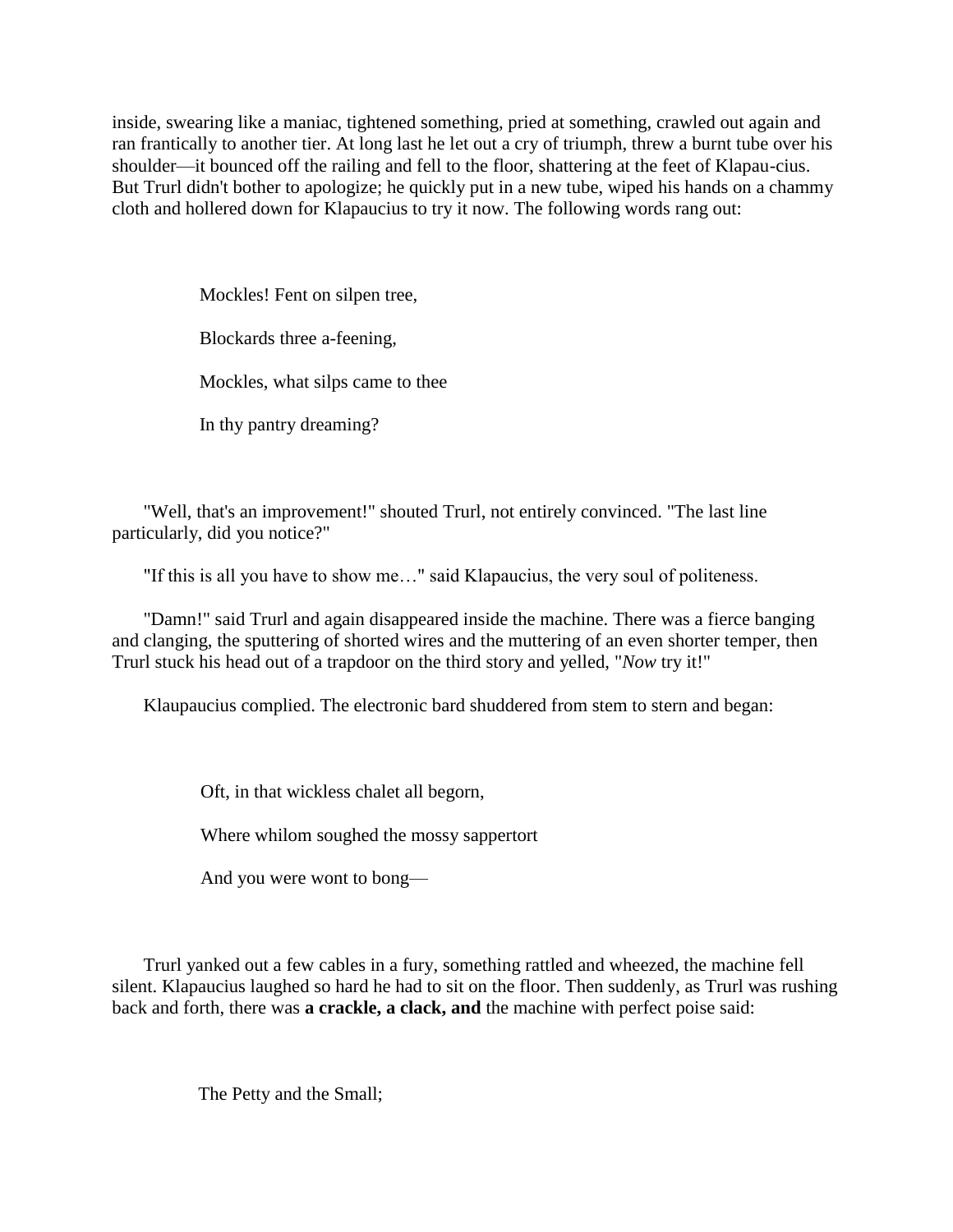inside, swearing like a maniac, tightened something, pried at something, crawled out again and ran frantically to another tier. At long last he let out a cry of triumph, threw a burnt tube over his shoulder—it bounced off the railing and fell to the floor, shattering at the feet of Klapau-cius. But Trurl didn't bother to apologize; he quickly put in a new tube, wiped his hands on a chammy cloth and hollered down for Klapaucius to try it now. The following words rang out:

> Mockles! Fent on silpen tree,
>
> Blockards three a-feening,
>
> Mockles, what silps came to thee
>
> In thy pantry dreaming?

"Well, that's an improvement!" shouted Trurl, not entirely convinced. "The last line particularly, did you notice?"

"If this is all you have to show me…" said Klapaucius, the very soul of politeness.

"Damn!" said Trurl and again disappeared inside the machine. There was a fierce banging and clanging, the sputtering of shorted wires and the muttering of an even shorter temper, then Trurl stuck his head out of a trapdoor on the third story and yelled, "*Now* try it!"

Klaupaucius complied. The electronic bard shuddered from stem to stern and began:

> Oft, in that wickless chalet all begorn,
>
> Where whilom soughed the mossy sappertort
>
> And you were wont to bong—

Trurl yanked out a few cables in a fury, something rattled and wheezed, the machine fell silent. Klapaucius laughed so hard he had to sit on the floor. Then suddenly, as Trurl was rushing back and forth, there was **a crackle, a clack, and** the machine with perfect poise said:

> The Petty and the Small;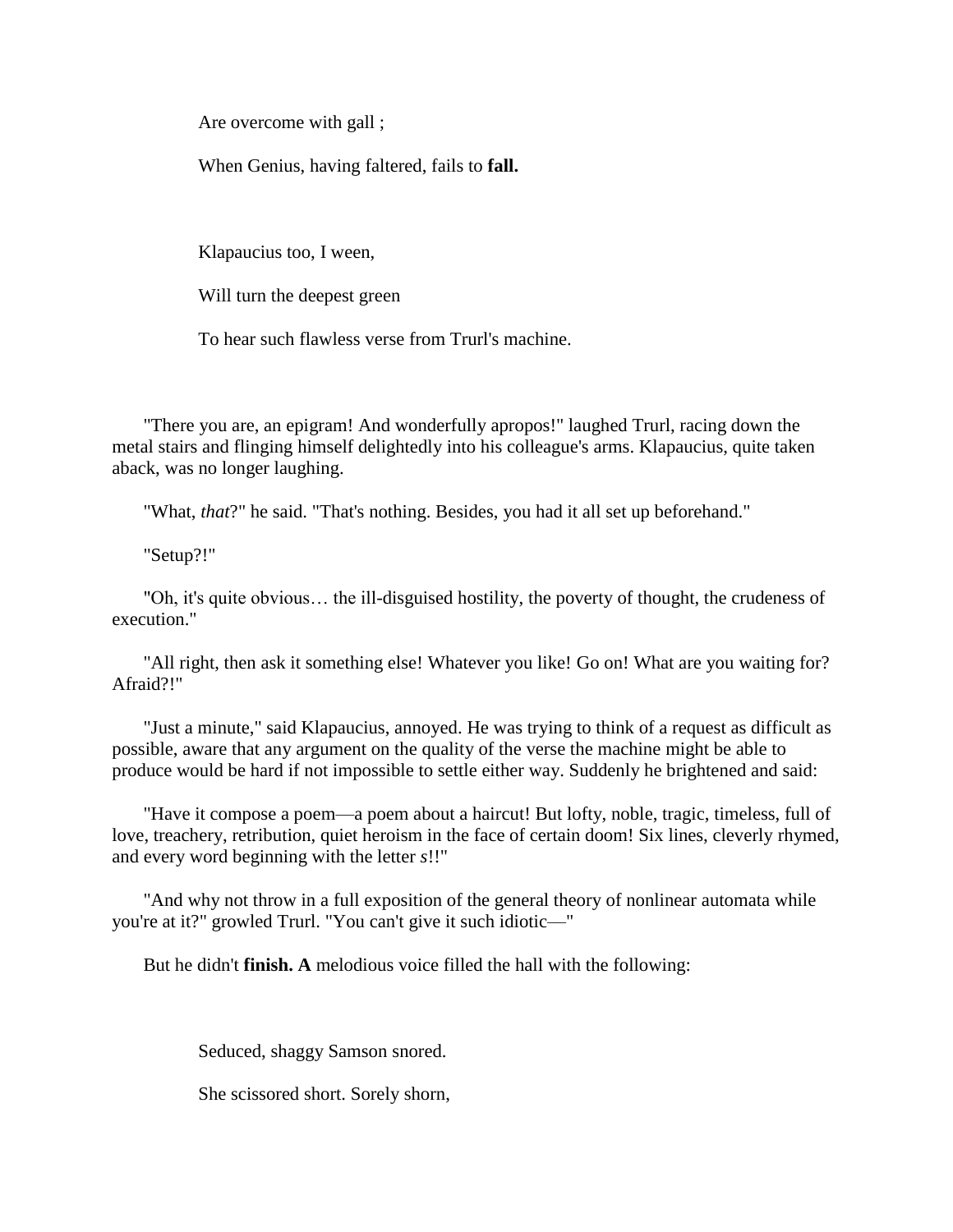Are overcome with gall ;

When Genius, having faltered, fails to **fall.**

Klapaucius too, I ween,

Will turn the deepest green

To hear such flawless verse from Trurl's machine.

"There you are, an epigram! And wonderfully apropos!" laughed Trurl, racing down the metal stairs and flinging himself delightedly into his colleague's arms. Klapaucius, quite taken aback, was no longer laughing.

"What, *that*?" he said. "That's nothing. Besides, you had it all set up beforehand."

"Setup?!"

"Oh, it's quite obvious… the ill-disguised hostility, the poverty of thought, the crudeness of execution."

"All right, then ask it something else! Whatever you like! Go on! What are you waiting for? Afraid?!"

"Just a minute," said Klapaucius, annoyed. He was trying to think of a request as difficult as possible, aware that any argument on the quality of the verse the machine might be able to produce would be hard if not impossible to settle either way. Suddenly he brightened and said:

"Have it compose a poem—a poem about a haircut! But lofty, noble, tragic, timeless, full of love, treachery, retribution, quiet heroism in the face of certain doom! Six lines, cleverly rhymed, and every word beginning with the letter *s*!!"

"And why not throw in a full exposition of the general theory of nonlinear automata while you're at it?" growled Trurl. "You can't give it such idiotic—"

But he didn't **finish. A** melodious voice filled the hall with the following:

Seduced, shaggy Samson snored.

She scissored short. Sorely shorn,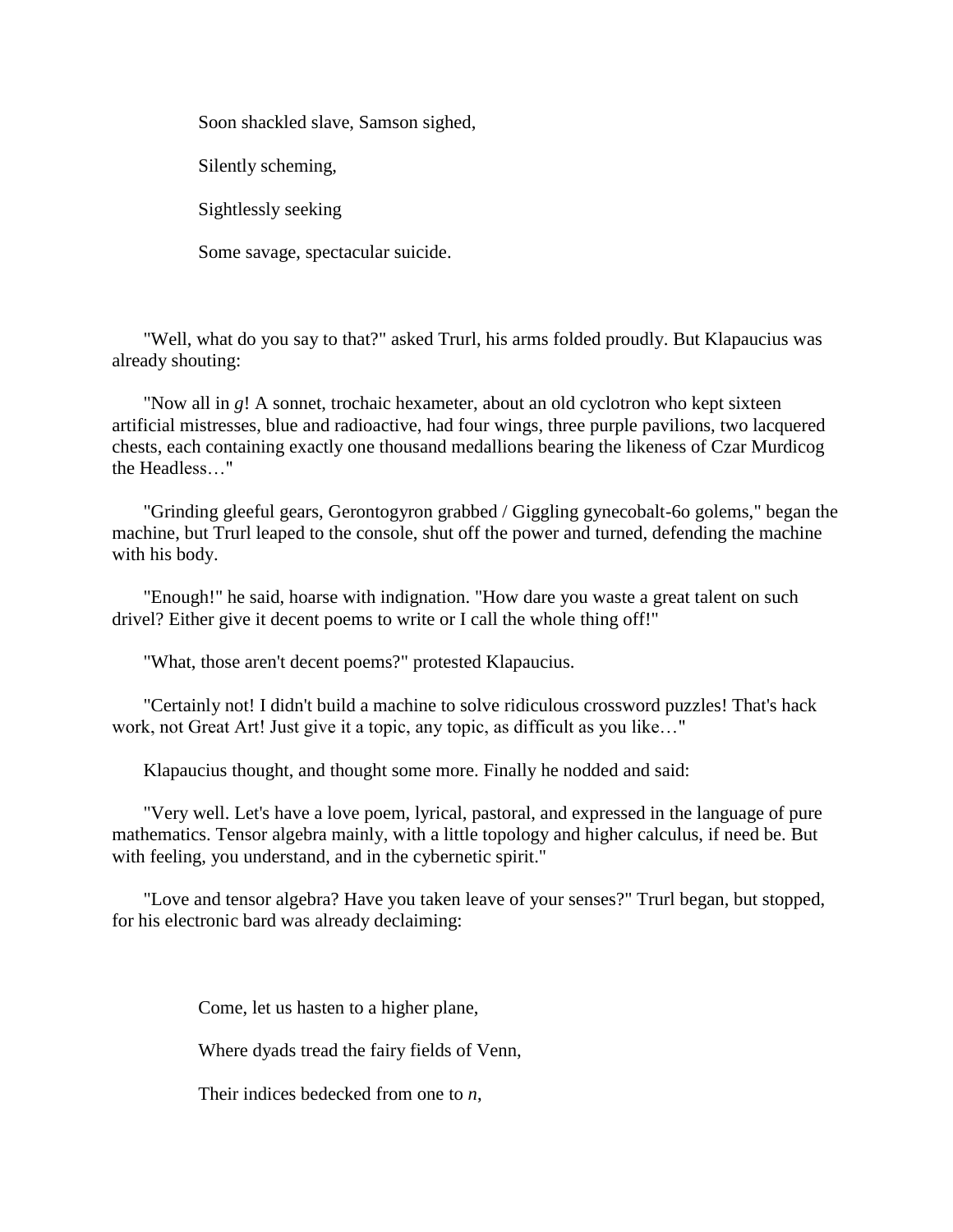Soon shackled slave, Samson sighed,

Silently scheming,

Sightlessly seeking

Some savage, spectacular suicide.

"Well, what do you say to that?" asked Trurl, his arms folded proudly. But Klapaucius was already shouting:

"Now all in *g*! A sonnet, trochaic hexameter, about an old cyclotron who kept sixteen artificial mistresses, blue and radioactive, had four wings, three purple pavilions, two lacquered chests, each containing exactly one thousand medallions bearing the likeness of Czar Murdicog the Headless…"

"Grinding gleeful gears, Gerontogyron grabbed / Giggling gynecobalt-6o golems," began the machine, but Trurl leaped to the console, shut off the power and turned, defending the machine with his body.

"Enough!" he said, hoarse with indignation. "How dare you waste a great talent on such drivel? Either give it decent poems to write or I call the whole thing off!"

"What, those aren't decent poems?" protested Klapaucius.

"Certainly not! I didn't build a machine to solve ridiculous crossword puzzles! That's hack work, not Great Art! Just give it a topic, any topic, as difficult as you like…"

Klapaucius thought, and thought some more. Finally he nodded and said:

"Very well. Let's have a love poem, lyrical, pastoral, and expressed in the language of pure mathematics. Tensor algebra mainly, with a little topology and higher calculus, if need be. But with feeling, you understand, and in the cybernetic spirit."

"Love and tensor algebra? Have you taken leave of your senses?" Trurl began, but stopped, for his electronic bard was already declaiming:

Come, let us hasten to a higher plane,

Where dyads tread the fairy fields of Venn,

Their indices bedecked from one to *n*,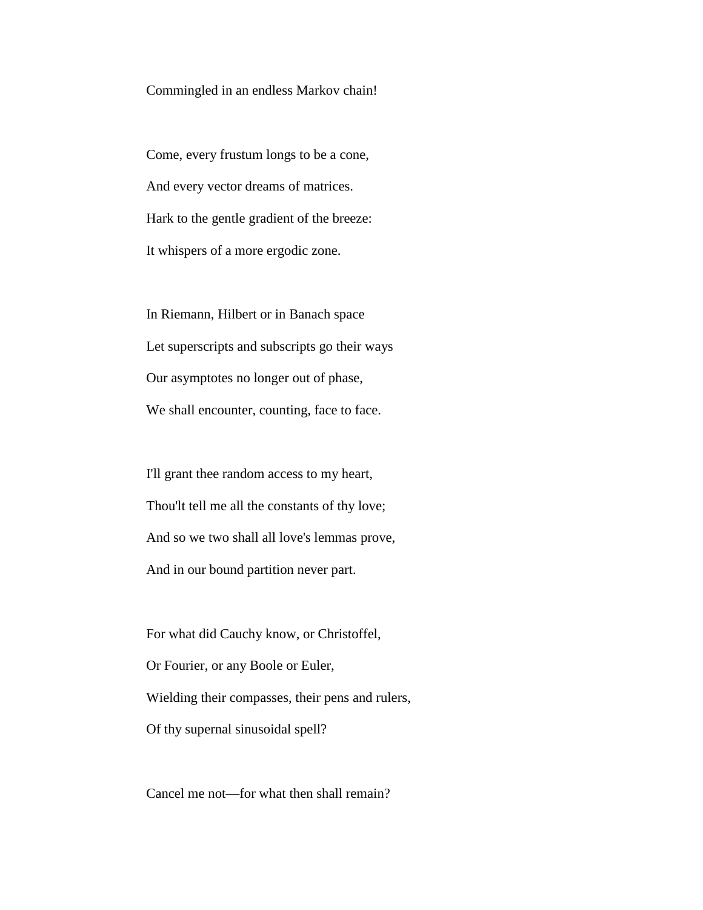Commingled in an endless Markov chain!

Come, every frustum longs to be a cone,  
And every vector dreams of matrices.  
Hark to the gentle gradient of the breeze:  
It whispers of a more ergodic zone.

In Riemann, Hilbert or in Banach space  
Let superscripts and subscripts go their ways  
Our asymptotes no longer out of phase,  
We shall encounter, counting, face to face.

I'll grant thee random access to my heart,  
Thou'lt tell me all the constants of thy love;  
And so we two shall all love's lemmas prove,  
And in our bound partition never part.

For what did Cauchy know, or Christoffel,  
Or Fourier, or any Boole or Euler,  
Wielding their compasses, their pens and rulers,  
Of thy supernal sinusoidal spell?

Cancel me not—for what then shall remain?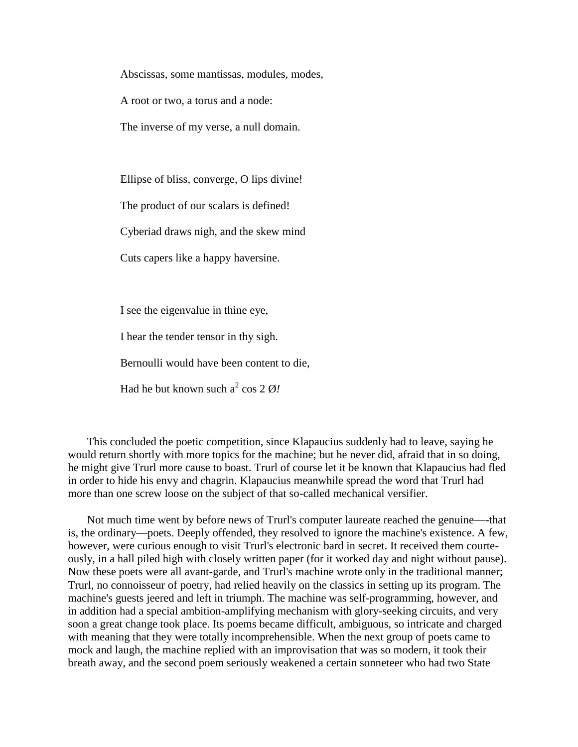Abscissas, some mantissas, modules, modes,

A root or two, a torus and a node:

The inverse of my verse, a null domain.

Ellipse of bliss, converge, O lips divine!

The product of our scalars is defined!

Cyberiad draws nigh, and the skew mind

Cuts capers like a happy haversine.

I see the eigenvalue in thine eye,

I hear the tender tensor in thy sigh.

Bernoulli would have been content to die,

Had he but known such $a^2$ cos 2 Ø*!*

This concluded the poetic competition, since Klapaucius suddenly had to leave, saying he would return shortly with more topics for the machine; but he never did, afraid that in so doing, he might give Trurl more cause to boast. Trurl of course let it be known that Klapaucius had fled in order to hide his envy and chagrin. Klapaucius meanwhile spread the word that Trurl had more than one screw loose on the subject of that so-called mechanical versifier.

Not much time went by before news of Trurl's computer laureate reached the genuine—-that is, the ordinary—poets. Deeply offended, they resolved to ignore the machine's existence. A few, however, were curious enough to visit Trurl's electronic bard in secret. It received them courteously, in a hall piled high with closely written paper (for it worked day and night without pause). Now these poets were all avant-garde, and Trurl's machine wrote only in the traditional manner; Trurl, no connoisseur of poetry, had relied heavily on the classics in setting up its program. The machine's guests jeered and left in triumph. The machine was self-programming, however, and in addition had a special ambition-amplifying mechanism with glory-seeking circuits, and very soon a great change took place. Its poems became difficult, ambiguous, so intricate and charged with meaning that they were totally incomprehensible. When the next group of poets came to mock and laugh, the machine replied with an improvisation that was so modern, it took their breath away, and the second poem seriously weakened a certain sonneteer who had two State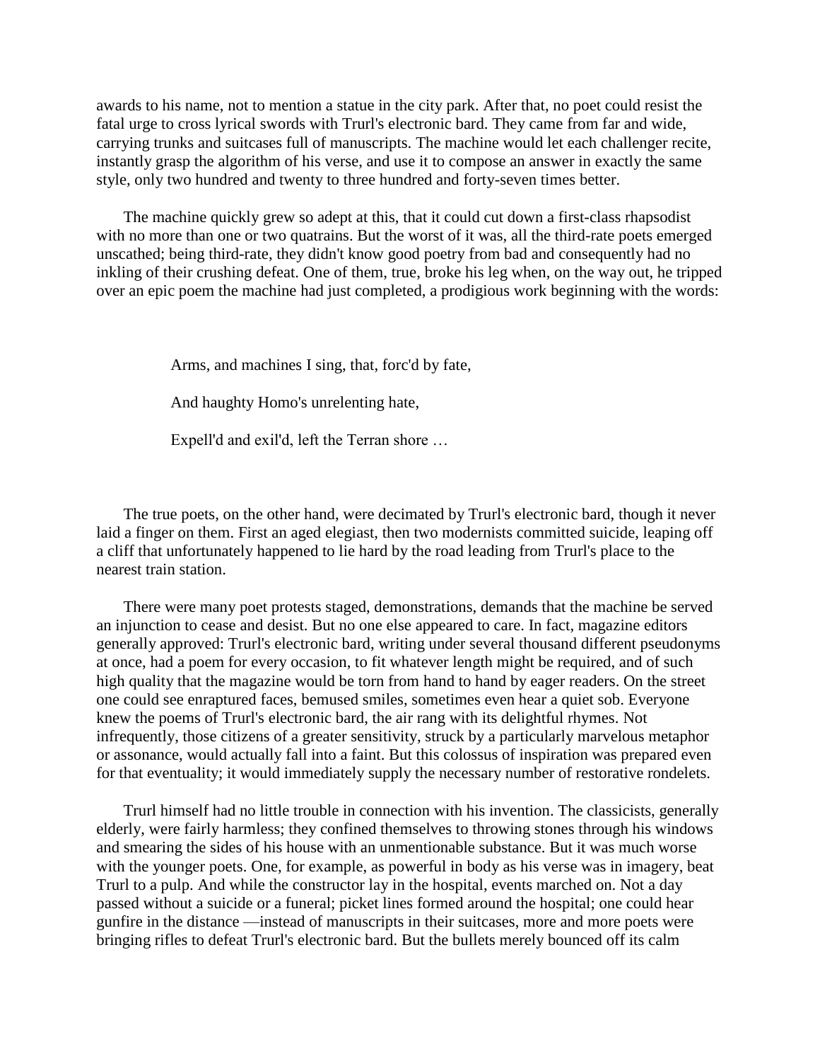awards to his name, not to mention a statue in the city park. After that, no poet could resist the fatal urge to cross lyrical swords with Trurl's electronic bard. They came from far and wide, carrying trunks and suitcases full of manuscripts. The machine would let each challenger recite, instantly grasp the algorithm of his verse, and use it to compose an answer in exactly the same style, only two hundred and twenty to three hundred and forty-seven times better.

The machine quickly grew so adept at this, that it could cut down a first-class rhapsodist with no more than one or two quatrains. But the worst of it was, all the third-rate poets emerged unscathed; being third-rate, they didn't know good poetry from bad and consequently had no inkling of their crushing defeat. One of them, true, broke his leg when, on the way out, he tripped over an epic poem the machine had just completed, a prodigious work beginning with the words:

> Arms, and machines I sing, that, forc'd by fate,
>
> And haughty Homo's unrelenting hate,
>
> Expell'd and exil'd, left the Terran shore …

The true poets, on the other hand, were decimated by Trurl's electronic bard, though it never laid a finger on them. First an aged elegiast, then two modernists committed suicide, leaping off a cliff that unfortunately happened to lie hard by the road leading from Trurl's place to the nearest train station.

There were many poet protests staged, demonstrations, demands that the machine be served an injunction to cease and desist. But no one else appeared to care. In fact, magazine editors generally approved: Trurl's electronic bard, writing under several thousand different pseudonyms at once, had a poem for every occasion, to fit whatever length might be required, and of such high quality that the magazine would be torn from hand to hand by eager readers. On the street one could see enraptured faces, bemused smiles, sometimes even hear a quiet sob. Everyone knew the poems of Trurl's electronic bard, the air rang with its delightful rhymes. Not infrequently, those citizens of a greater sensitivity, struck by a particularly marvelous metaphor or assonance, would actually fall into a faint. But this colossus of inspiration was prepared even for that eventuality; it would immediately supply the necessary number of restorative rondelets.

Trurl himself had no little trouble in connection with his invention. The classicists, generally elderly, were fairly harmless; they confined themselves to throwing stones through his windows and smearing the sides of his house with an unmentionable substance. But it was much worse with the younger poets. One, for example, as powerful in body as his verse was in imagery, beat Trurl to a pulp. And while the constructor lay in the hospital, events marched on. Not a day passed without a suicide or a funeral; picket lines formed around the hospital; one could hear gunfire in the distance —instead of manuscripts in their suitcases, more and more poets were bringing rifles to defeat Trurl's electronic bard. But the bullets merely bounced off its calm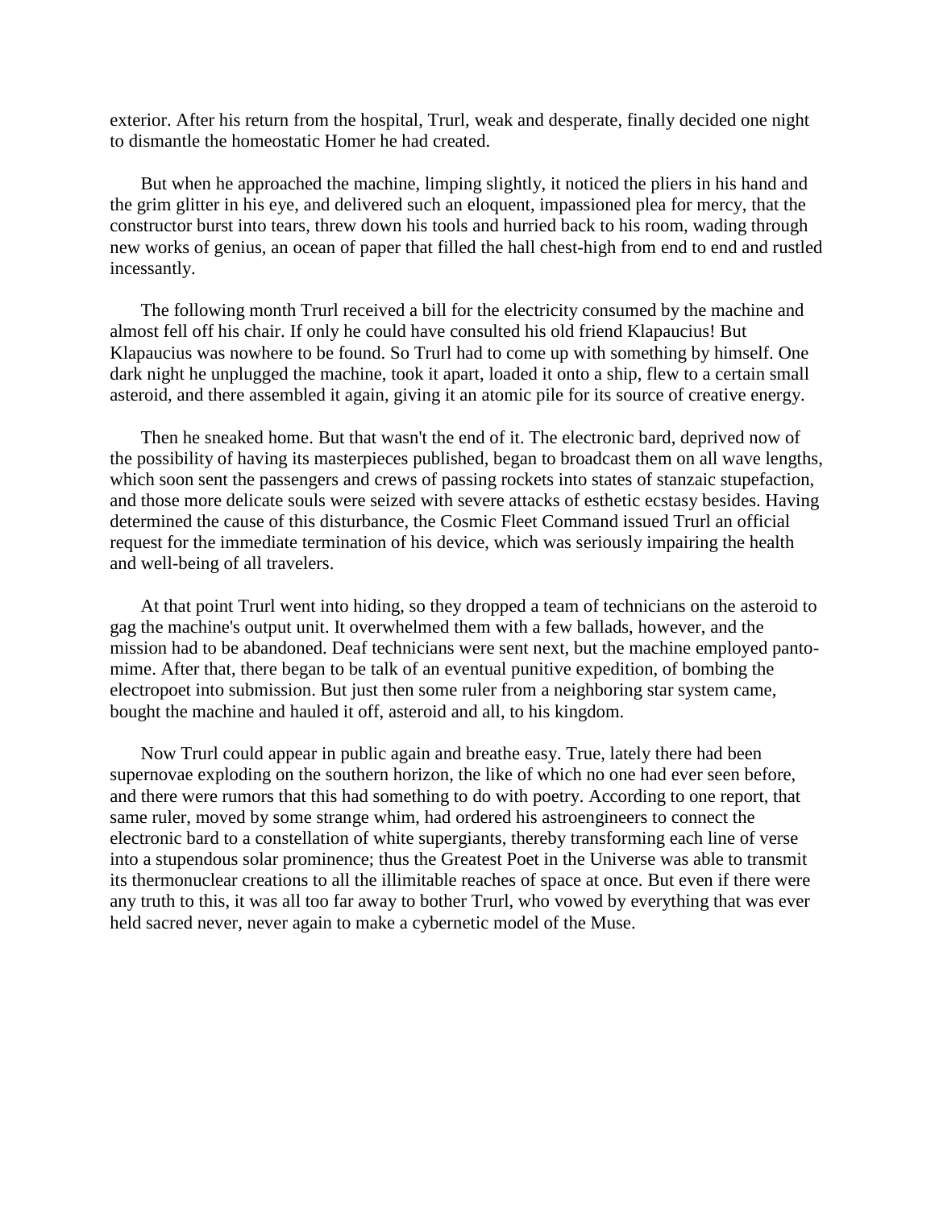exterior. After his return from the hospital, Trurl, weak and desperate, finally decided one night to dismantle the homeostatic Homer he had created.

But when he approached the machine, limping slightly, it noticed the pliers in his hand and the grim glitter in his eye, and delivered such an eloquent, impassioned plea for mercy, that the constructor burst into tears, threw down his tools and hurried back to his room, wading through new works of genius, an ocean of paper that filled the hall chest-high from end to end and rustled incessantly.

The following month Trurl received a bill for the electricity consumed by the machine and almost fell off his chair. If only he could have consulted his old friend Klapaucius! But Klapaucius was nowhere to be found. So Trurl had to come up with something by himself. One dark night he unplugged the machine, took it apart, loaded it onto a ship, flew to a certain small asteroid, and there assembled it again, giving it an atomic pile for its source of creative energy.

Then he sneaked home. But that wasn't the end of it. The electronic bard, deprived now of the possibility of having its masterpieces published, began to broadcast them on all wave lengths, which soon sent the passengers and crews of passing rockets into states of stanzaic stupefaction, and those more delicate souls were seized with severe attacks of esthetic ecstasy besides. Having determined the cause of this disturbance, the Cosmic Fleet Command issued Trurl an official request for the immediate termination of his device, which was seriously impairing the health and well-being of all travelers.

At that point Trurl went into hiding, so they dropped a team of technicians on the asteroid to gag the machine's output unit. It overwhelmed them with a few ballads, however, and the mission had to be abandoned. Deaf technicians were sent next, but the machine employed pantomime. After that, there began to be talk of an eventual punitive expedition, of bombing the electropoet into submission. But just then some ruler from a neighboring star system came, bought the machine and hauled it off, asteroid and all, to his kingdom.

Now Trurl could appear in public again and breathe easy. True, lately there had been supernovae exploding on the southern horizon, the like of which no one had ever seen before, and there were rumors that this had something to do with poetry. According to one report, that same ruler, moved by some strange whim, had ordered his astroengineers to connect the electronic bard to a constellation of white supergiants, thereby transforming each line of verse into a stupendous solar prominence; thus the Greatest Poet in the Universe was able to transmit its thermonuclear creations to all the illimitable reaches of space at once. But even if there were any truth to this, it was all too far away to bother Trurl, who vowed by everything that was ever held sacred never, never again to make a cybernetic model of the Muse.